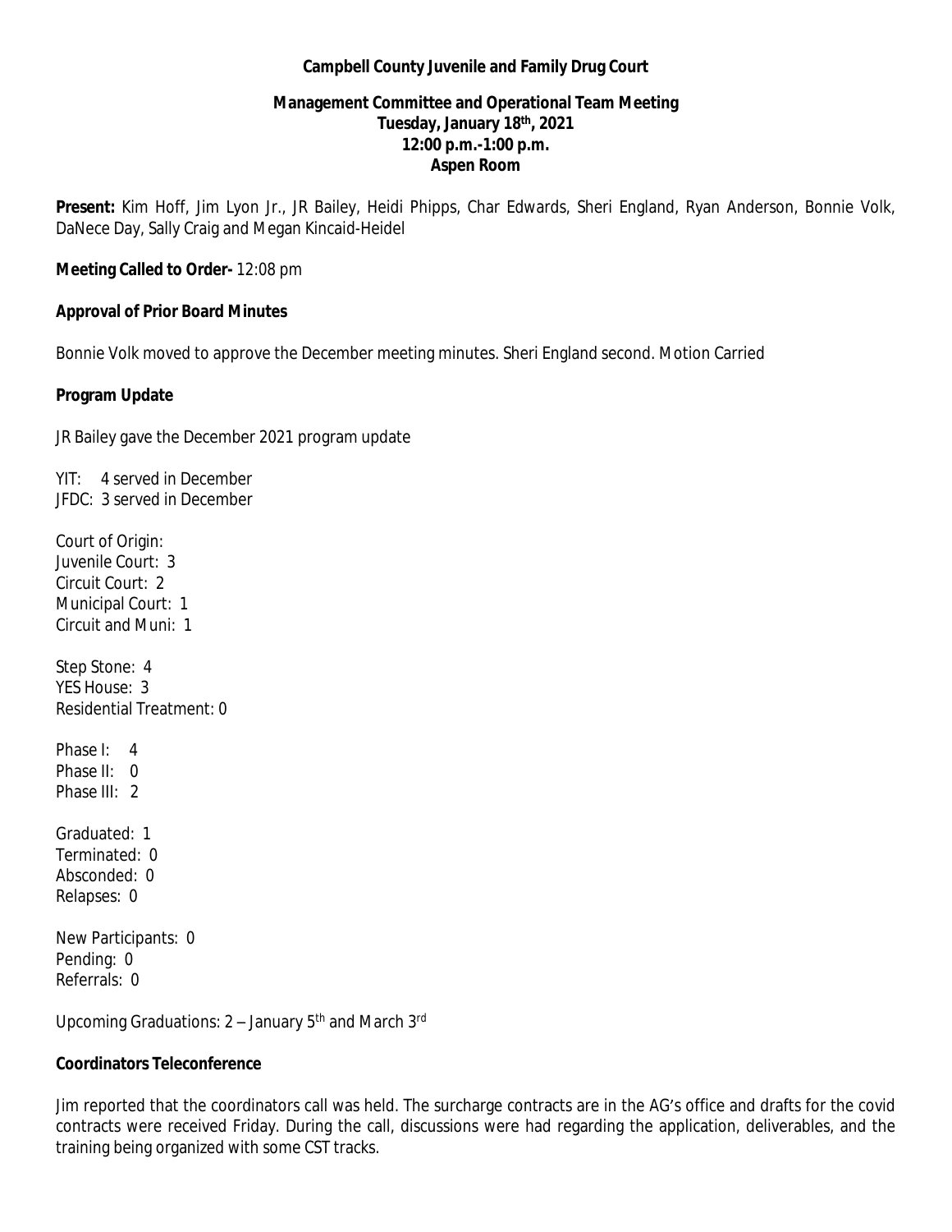**Campbell County Juvenile and Family Drug Court**

**Management Committee and Operational Team Meeting**
**Tuesday, January 18th, 2021**
**12:00 p.m.-1:00 p.m.**
**Aspen Room**

**Present:** Kim Hoff, Jim Lyon Jr., JR Bailey, Heidi Phipps, Char Edwards, Sheri England, Ryan Anderson, Bonnie Volk, DaNece Day, Sally Craig and Megan Kincaid-Heidel

**Meeting Called to Order-** 12:08 pm

**Approval of Prior Board Minutes**

Bonnie Volk moved to approve the December meeting minutes. Sheri England second. Motion Carried

**Program Update**

JR Bailey gave the December 2021 program update

YIT: 4 served in December
JFDC: 3 served in December

Court of Origin:
Juvenile Court: 3
Circuit Court: 2
Municipal Court: 1
Circuit and Muni: 1

Step Stone: 4
YES House: 3
Residential Treatment: 0

Phase I: 4
Phase II: 0
Phase III: 2

Graduated: 1
Terminated: 0
Absconded: 0
Relapses: 0

New Participants: 0
Pending: 0
Referrals: 0

Upcoming Graduations: 2 – January 5th and March 3rd

**Coordinators Teleconference**

Jim reported that the coordinators call was held. The surcharge contracts are in the AG's office and drafts for the covid contracts were received Friday. During the call, discussions were had regarding the application, deliverables, and the training being organized with some CST tracks.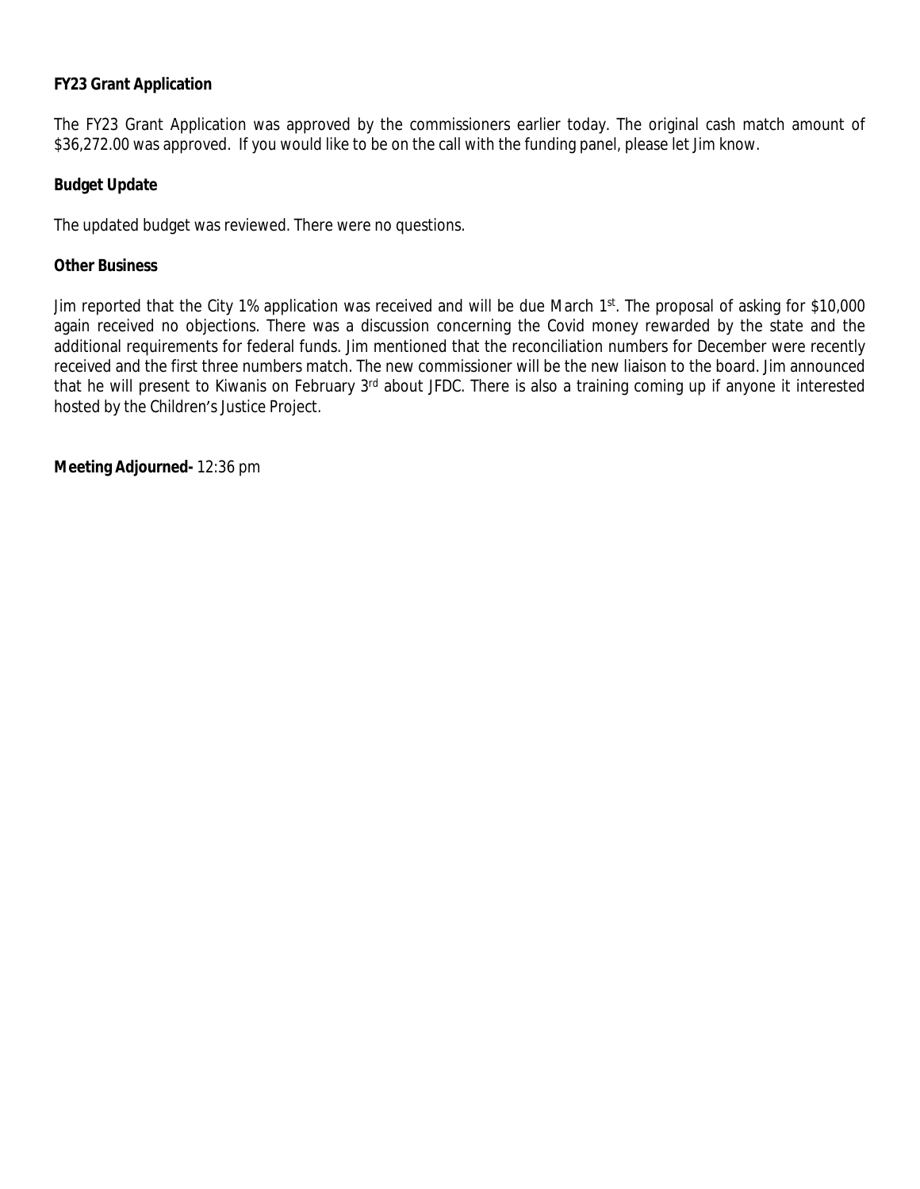**FY23 Grant Application**

The FY23 Grant Application was approved by the commissioners earlier today. The original cash match amount of $36,272.00 was approved. If you would like to be on the call with the funding panel, please let Jim know.

**Budget Update**

The updated budget was reviewed. There were no questions.

**Other Business**

Jim reported that the City 1% application was received and will be due March 1st. The proposal of asking for $10,000 again received no objections. There was a discussion concerning the Covid money rewarded by the state and the additional requirements for federal funds. Jim mentioned that the reconciliation numbers for December were recently received and the first three numbers match. The new commissioner will be the new liaison to the board. Jim announced that he will present to Kiwanis on February 3rd about JFDC. There is also a training coming up if anyone it interested hosted by the Children's Justice Project.

**Meeting Adjourned-** 12:36 pm